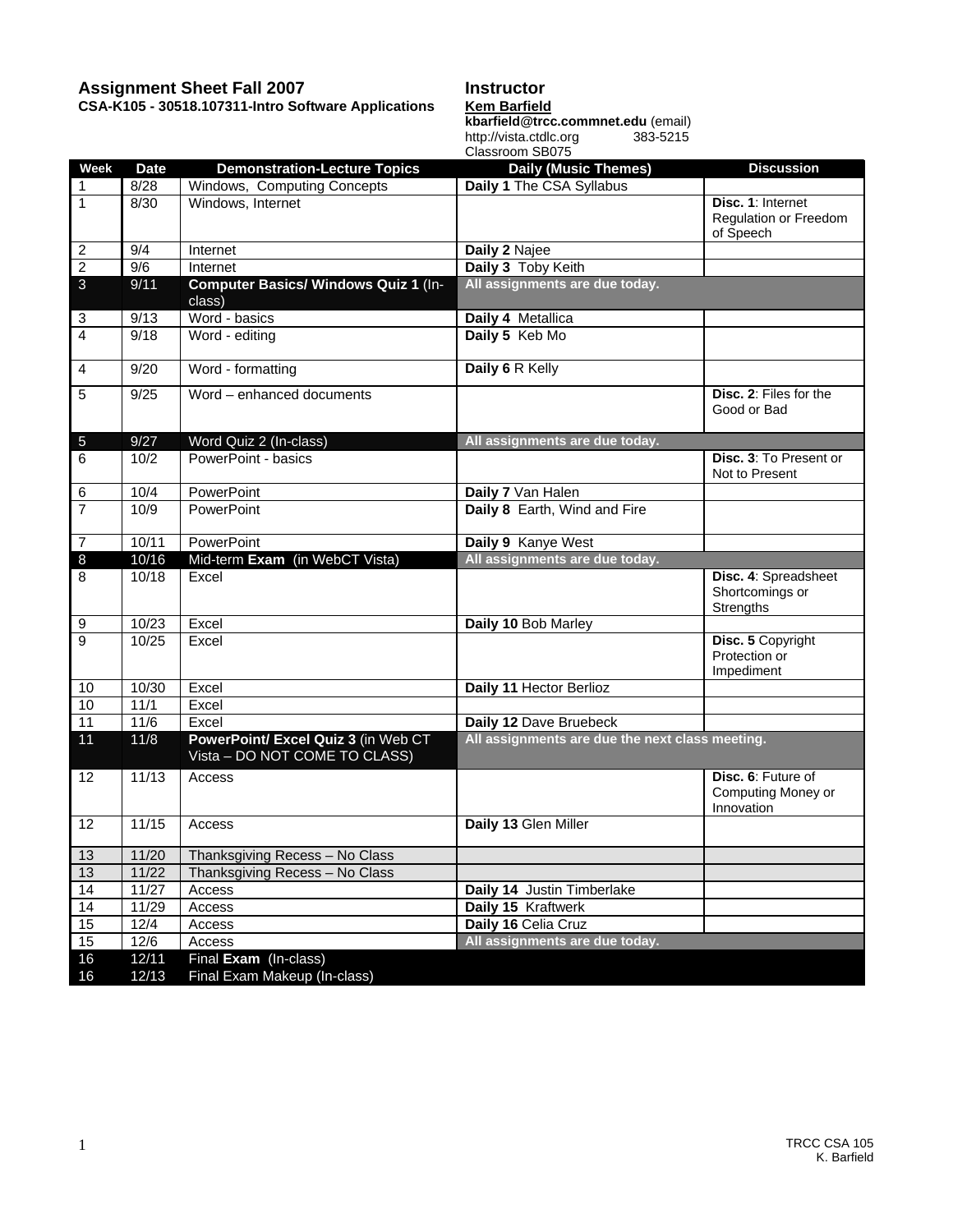## Assignment Sheet Fall 2007

**CSA-K105 - 30518.107311-Intro Software Applications**

### Instructor

**Kem Barfield**
**kbarfield@trcc.commnet.edu** (email)
http://vista.ctdlc.org 383-5215
Classroom SB075

| Week | Date | Demonstration-Lecture Topics | Daily (Music Themes) | Discussion |
|---|---|---|---|---|
| 1 | 8/28 | Windows, Computing Concepts | **Daily 1** The CSA Syllabus | |
| 1 | 8/30 | Windows, Internet | | **Disc. 1**: Internet Regulation or Freedom of Speech |
| 2 | 9/4 | Internet | **Daily 2** Najee | |
| 2 | 9/6 | Internet | **Daily 3** Toby Keith | |
| 3 | 9/11 | **Computer Basics/ Windows Quiz 1** (In-class) | **All assignments are due today.** | |
| 3 | 9/13 | Word - basics | **Daily 4** Metallica | |
| 4 | 9/18 | Word - editing | **Daily 5** Keb Mo | |
| 4 | 9/20 | Word - formatting | **Daily 6** R Kelly | |
| 5 | 9/25 | Word – enhanced documents | | **Disc. 2**: Files for the Good or Bad |
| 5 | 9/27 | Word Quiz 2 (In-class) | **All assignments are due today.** | |
| 6 | 10/2 | PowerPoint - basics | | **Disc. 3**: To Present or Not to Present |
| 6 | 10/4 | PowerPoint | **Daily 7** Van Halen | |
| 7 | 10/9 | PowerPoint | **Daily 8** Earth, Wind and Fire | |
| 7 | 10/11 | PowerPoint | **Daily 9** Kanye West | |
| 8 | 10/16 | Mid-term **Exam** (in WebCT Vista) | **All assignments are due today.** | |
| 8 | 10/18 | Excel | | **Disc. 4**: Spreadsheet Shortcomings or Strengths |
| 9 | 10/23 | Excel | **Daily 10** Bob Marley | |
| 9 | 10/25 | Excel | | **Disc. 5** Copyright Protection or Impediment |
| 10 | 10/30 | Excel | **Daily 11** Hector Berlioz | |
| 10 | 11/1 | Excel | | |
| 11 | 11/6 | Excel | **Daily 12** Dave Bruebeck | |
| 11 | 11/8 | **PowerPoint/ Excel Quiz 3** (in Web CT Vista – DO NOT COME TO CLASS) | **All assignments are due the next class meeting.** | |
| 12 | 11/13 | Access | | **Disc. 6**: Future of Computing Money or Innovation |
| 12 | 11/15 | Access | **Daily 13** Glen Miller | |
| 13 | 11/20 | Thanksgiving Recess – No Class | | |
| 13 | 11/22 | Thanksgiving Recess – No Class | | |
| 14 | 11/27 | Access | **Daily 14** Justin Timberlake | |
| 14 | 11/29 | Access | **Daily 15** Kraftwerk | |
| 15 | 12/4 | Access | **Daily 16** Celia Cruz | |
| 15 | 12/6 | Access | **All assignments are due today.** | |
| 16 | 12/11 | Final **Exam** (In-class) | | |
| 16 | 12/13 | Final Exam Makeup (In-class) | | |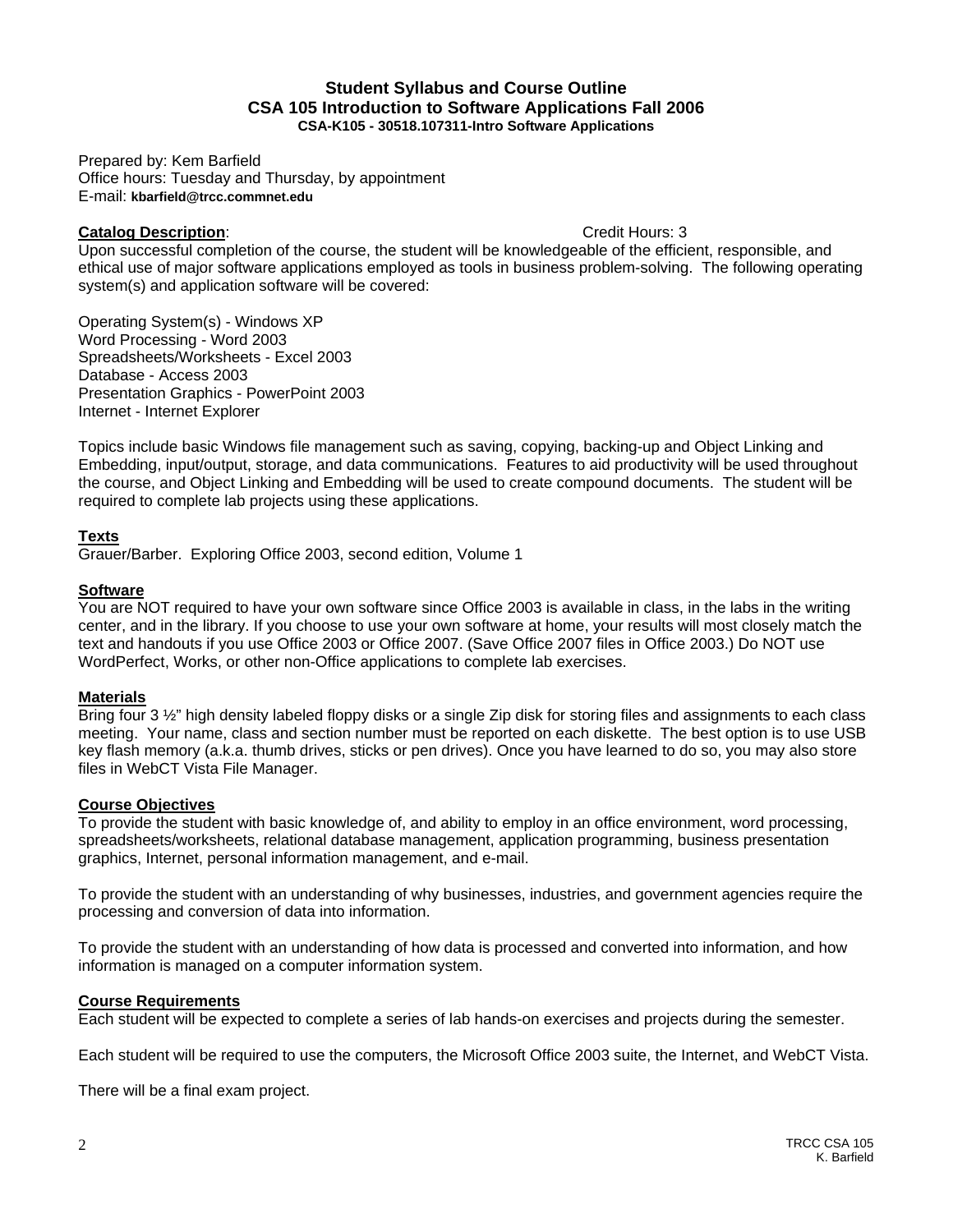# Student Syllabus and Course Outline
## CSA 105 Introduction to Software Applications Fall 2006
### CSA-K105 - 30518.107311-Intro Software Applications

Prepared by: Kem Barfield
Office hours: Tuesday and Thursday, by appointment
E-mail: **kbarfield@trcc.commnet.edu**

**Catalog Description**: Credit Hours: 3

Upon successful completion of the course, the student will be knowledgeable of the efficient, responsible, and ethical use of major software applications employed as tools in business problem-solving. The following operating system(s) and application software will be covered:

Operating System(s) - Windows XP
Word Processing - Word 2003
Spreadsheets/Worksheets - Excel 2003
Database - Access 2003
Presentation Graphics - PowerPoint 2003
Internet - Internet Explorer

Topics include basic Windows file management such as saving, copying, backing-up and Object Linking and Embedding, input/output, storage, and data communications. Features to aid productivity will be used throughout the course, and Object Linking and Embedding will be used to create compound documents. The student will be required to complete lab projects using these applications.

**Texts**

Grauer/Barber. Exploring Office 2003, second edition, Volume 1

**Software**

You are NOT required to have your own software since Office 2003 is available in class, in the labs in the writing center, and in the library. If you choose to use your own software at home, your results will most closely match the text and handouts if you use Office 2003 or Office 2007. (Save Office 2007 files in Office 2003.) Do NOT use WordPerfect, Works, or other non-Office applications to complete lab exercises.

**Materials**

Bring four 3 ½" high density labeled floppy disks or a single Zip disk for storing files and assignments to each class meeting. Your name, class and section number must be reported on each diskette. The best option is to use USB key flash memory (a.k.a. thumb drives, sticks or pen drives). Once you have learned to do so, you may also store files in WebCT Vista File Manager.

**Course Objectives**

To provide the student with basic knowledge of, and ability to employ in an office environment, word processing, spreadsheets/worksheets, relational database management, application programming, business presentation graphics, Internet, personal information management, and e-mail.

To provide the student with an understanding of why businesses, industries, and government agencies require the processing and conversion of data into information.

To provide the student with an understanding of how data is processed and converted into information, and how information is managed on a computer information system.

**Course Requirements**

Each student will be expected to complete a series of lab hands-on exercises and projects during the semester.

Each student will be required to use the computers, the Microsoft Office 2003 suite, the Internet, and WebCT Vista.

There will be a final exam project.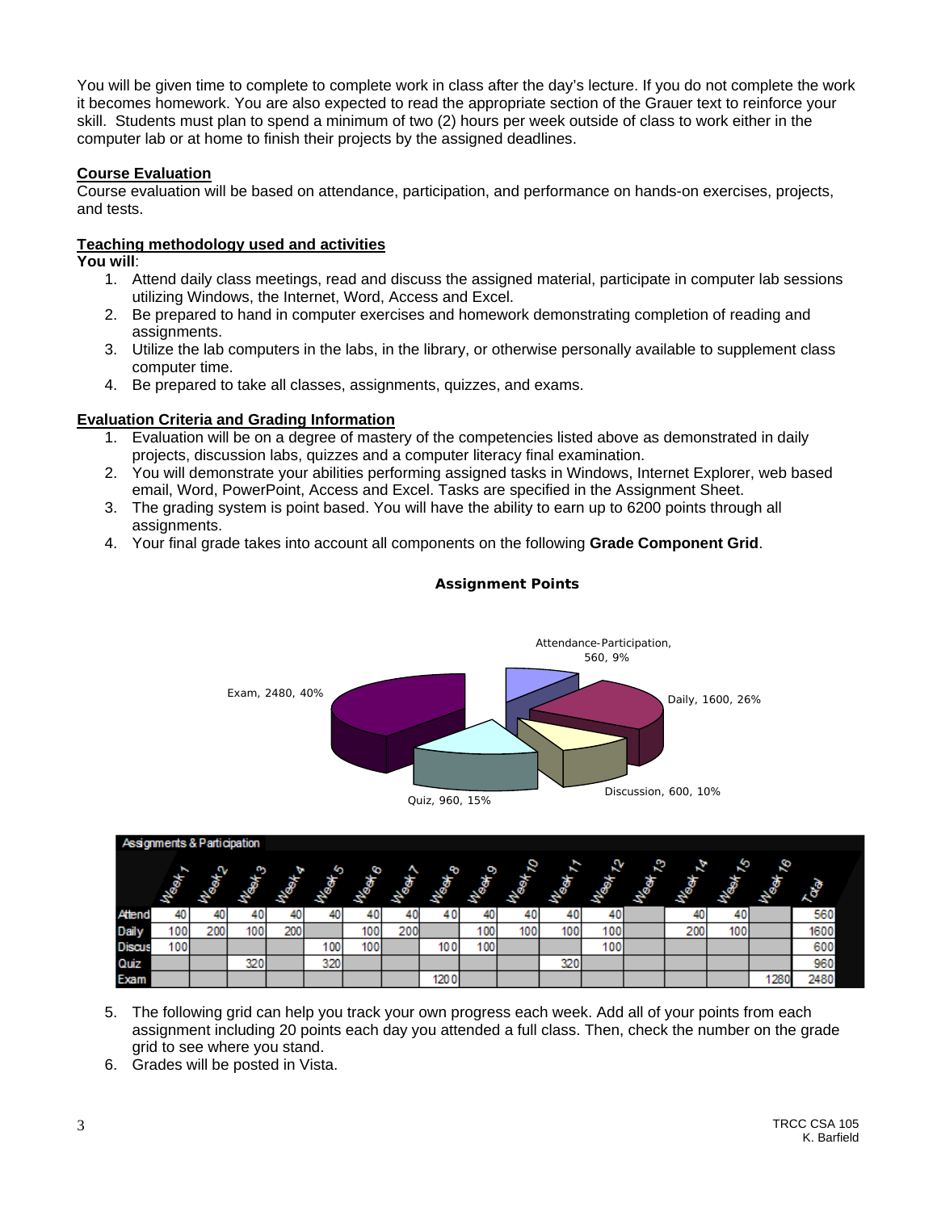You will be given time to complete to complete work in class after the day's lecture. If you do not complete the work it becomes homework. You are also expected to read the appropriate section of the Grauer text to reinforce your skill. Students must plan to spend a minimum of two (2) hours per week outside of class to work either in the computer lab or at home to finish their projects by the assigned deadlines.

**Course Evaluation**

Course evaluation will be based on attendance, participation, and performance on hands-on exercises, projects, and tests.

**Teaching methodology used and activities**

**You will**:

1. Attend daily class meetings, read and discuss the assigned material, participate in computer lab sessions utilizing Windows, the Internet, Word, Access and Excel.
2. Be prepared to hand in computer exercises and homework demonstrating completion of reading and assignments.
3. Utilize the lab computers in the labs, in the library, or otherwise personally available to supplement class computer time.
4. Be prepared to take all classes, assignments, quizzes, and exams.

**Evaluation Criteria and Grading Information**

1. Evaluation will be on a degree of mastery of the competencies listed above as demonstrated in daily projects, discussion labs, quizzes and a computer literacy final examination.
2. You will demonstrate your abilities performing assigned tasks in Windows, Internet Explorer, web based email, Word, PowerPoint, Access and Excel. Tasks are specified in the Assignment Sheet.
3. The grading system is point based. You will have the ability to earn up to 6200 points through all assignments.
4. Your final grade takes into account all components on the following **Grade Component Grid**.

**Assignment Points**

Attendance-Participation, 560, 9%

Daily, 1600, 26%

Discussion, 600, 10%

Quiz, 960, 15%

Exam, 2480, 40%

Assignments & Participation

| | Week 1 | Week 2 | Week 3 | Week 4 | Week 5 | Week 6 | Week 7 | Week 8 | Week 9 | Week 10 | Week 11 | Week 12 | Week 13 | Week 14 | Week 15 | Week 16 | Total |
|---|---|---|---|---|---|---|---|---|---|---|---|---|---|---|---|---|---|
| Attend | 40 | 40 | 40 | 40 | 40 | 40 | 40 | 40 | 40 | 40 | 40 | 40 | | 40 | 40 | | 560 |
| Daily | 100 | 200 | 100 | 200 | | 100 | 200 | | 100 | 100 | 100 | 100 | | 200 | 100 | | 1600 |
| Discus | 100 | | | | 100 | 100 | | 100 | 100 | | | 100 | | | | | 600 |
| Quiz | | | 320 | | 320 | | | | | | 320 | | | | | | 960 |
| Exam | | | | | | | | 1200 | | | | | | | | 1280 | 2480 |

5. The following grid can help you track your own progress each week. Add all of your points from each assignment including 20 points each day you attended a full class. Then, check the number on the grade grid to see where you stand.
6. Grades will be posted in Vista.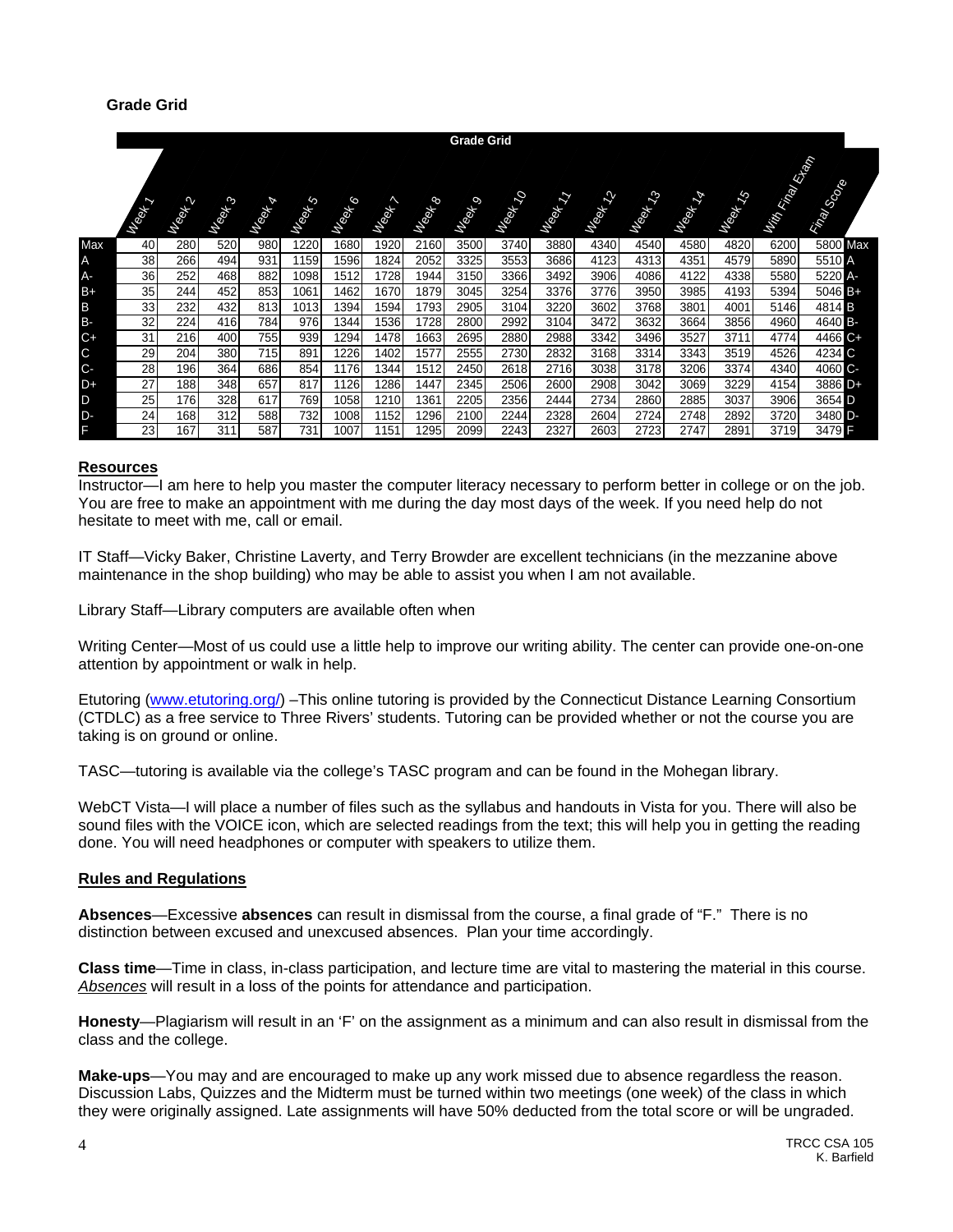**Grade Grid**

| Grade Grid | Week 1 | Week 2 | Week 3 | Week 4 | Week 5 | Week 6 | Week 7 | Week 8 | Week 9 | Week 10 | Week 11 | Week 12 | Week 13 | Week 14 | Week 15 | With Final Exam | Final Score | |
|---|---|---|---|---|---|---|---|---|---|---|---|---|---|---|---|---|---|---|
| Max | 40 | 280 | 520 | 980 | 1220 | 1680 | 1920 | 2160 | 3500 | 3740 | 3880 | 4340 | 4540 | 4580 | 4820 | 6200 | 5800 | Max |
| A | 38 | 266 | 494 | 931 | 1159 | 1596 | 1824 | 2052 | 3325 | 3553 | 3686 | 4123 | 4313 | 4351 | 4579 | 5890 | 5510 | A |
| A- | 36 | 252 | 468 | 882 | 1098 | 1512 | 1728 | 1944 | 3150 | 3366 | 3492 | 3906 | 4086 | 4122 | 4338 | 5580 | 5220 | A- |
| B+ | 35 | 244 | 452 | 853 | 1061 | 1462 | 1670 | 1879 | 3045 | 3254 | 3376 | 3776 | 3950 | 3985 | 4193 | 5394 | 5046 | B+ |
| B | 33 | 232 | 432 | 813 | 1013 | 1394 | 1594 | 1793 | 2905 | 3104 | 3220 | 3602 | 3768 | 3801 | 4001 | 5146 | 4814 | B |
| B- | 32 | 224 | 416 | 784 | 976 | 1344 | 1536 | 1728 | 2800 | 2992 | 3104 | 3472 | 3632 | 3664 | 3856 | 4960 | 4640 | B- |
| C+ | 31 | 216 | 400 | 755 | 939 | 1294 | 1478 | 1663 | 2695 | 2880 | 2988 | 3342 | 3496 | 3527 | 3711 | 4774 | 4466 | C+ |
| C | 29 | 204 | 380 | 715 | 891 | 1226 | 1402 | 1577 | 2555 | 2730 | 2832 | 3168 | 3314 | 3343 | 3519 | 4526 | 4234 | C |
| C- | 28 | 196 | 364 | 686 | 854 | 1176 | 1344 | 1512 | 2450 | 2618 | 2716 | 3038 | 3178 | 3206 | 3374 | 4340 | 4060 | C- |
| D+ | 27 | 188 | 348 | 657 | 817 | 1126 | 1286 | 1447 | 2345 | 2506 | 2600 | 2908 | 3042 | 3069 | 3229 | 4154 | 3886 | D+ |
| D | 25 | 176 | 328 | 617 | 769 | 1058 | 1210 | 1361 | 2205 | 2356 | 2444 | 2734 | 2860 | 2885 | 3037 | 3906 | 3654 | D |
| D- | 24 | 168 | 312 | 588 | 732 | 1008 | 1152 | 1296 | 2100 | 2244 | 2328 | 2604 | 2724 | 2748 | 2892 | 3720 | 3480 | D- |
| F | 23 | 167 | 311 | 587 | 731 | 1007 | 1151 | 1295 | 2099 | 2243 | 2327 | 2603 | 2723 | 2747 | 2891 | 3719 | 3479 | F |

## Resources

Instructor—I am here to help you master the computer literacy necessary to perform better in college or on the job. You are free to make an appointment with me during the day most days of the week. If you need help do not hesitate to meet with me, call or email.

IT Staff—Vicky Baker, Christine Laverty, and Terry Browder are excellent technicians (in the mezzanine above maintenance in the shop building) who may be able to assist you when I am not available.

Library Staff—Library computers are available often when

Writing Center—Most of us could use a little help to improve our writing ability. The center can provide one-on-one attention by appointment or walk in help.

Etutoring (www.etutoring.org/) –This online tutoring is provided by the Connecticut Distance Learning Consortium (CTDLC) as a free service to Three Rivers' students. Tutoring can be provided whether or not the course you are taking is on ground or online.

TASC—tutoring is available via the college's TASC program and can be found in the Mohegan library.

WebCT Vista—I will place a number of files such as the syllabus and handouts in Vista for you. There will also be sound files with the VOICE icon, which are selected readings from the text; this will help you in getting the reading done. You will need headphones or computer with speakers to utilize them.

## Rules and Regulations

**Absences**—Excessive **absences** can result in dismissal from the course, a final grade of "F." There is no distinction between excused and unexcused absences. Plan your time accordingly.

**Class time**—Time in class, in-class participation, and lecture time are vital to mastering the material in this course. *Absences* will result in a loss of the points for attendance and participation.

**Honesty**—Plagiarism will result in an 'F' on the assignment as a minimum and can also result in dismissal from the class and the college.

**Make-ups**—You may and are encouraged to make up any work missed due to absence regardless the reason. Discussion Labs, Quizzes and the Midterm must be turned within two meetings (one week) of the class in which they were originally assigned. Late assignments will have 50% deducted from the total score or will be ungraded.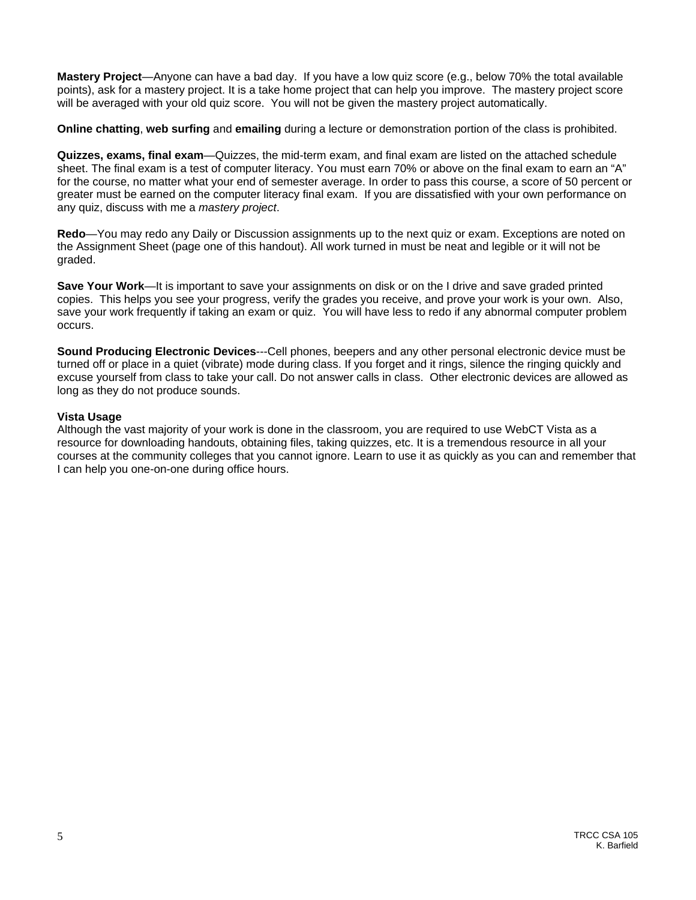**Mastery Project**—Anyone can have a bad day. If you have a low quiz score (e.g., below 70% the total available points), ask for a mastery project. It is a take home project that can help you improve. The mastery project score will be averaged with your old quiz score. You will not be given the mastery project automatically.

**Online chatting**, **web surfing** and **emailing** during a lecture or demonstration portion of the class is prohibited.

**Quizzes, exams, final exam**—Quizzes, the mid-term exam, and final exam are listed on the attached schedule sheet. The final exam is a test of computer literacy. You must earn 70% or above on the final exam to earn an "A" for the course, no matter what your end of semester average. In order to pass this course, a score of 50 percent or greater must be earned on the computer literacy final exam. If you are dissatisfied with your own performance on any quiz, discuss with me a *mastery project*.

**Redo**—You may redo any Daily or Discussion assignments up to the next quiz or exam. Exceptions are noted on the Assignment Sheet (page one of this handout). All work turned in must be neat and legible or it will not be graded.

**Save Your Work**—It is important to save your assignments on disk or on the I drive and save graded printed copies. This helps you see your progress, verify the grades you receive, and prove your work is your own. Also, save your work frequently if taking an exam or quiz. You will have less to redo if any abnormal computer problem occurs.

**Sound Producing Electronic Devices**---Cell phones, beepers and any other personal electronic device must be turned off or place in a quiet (vibrate) mode during class. If you forget and it rings, silence the ringing quickly and excuse yourself from class to take your call. Do not answer calls in class. Other electronic devices are allowed as long as they do not produce sounds.

**Vista Usage**

Although the vast majority of your work is done in the classroom, you are required to use WebCT Vista as a resource for downloading handouts, obtaining files, taking quizzes, etc. It is a tremendous resource in all your courses at the community colleges that you cannot ignore. Learn to use it as quickly as you can and remember that I can help you one-on-one during office hours.